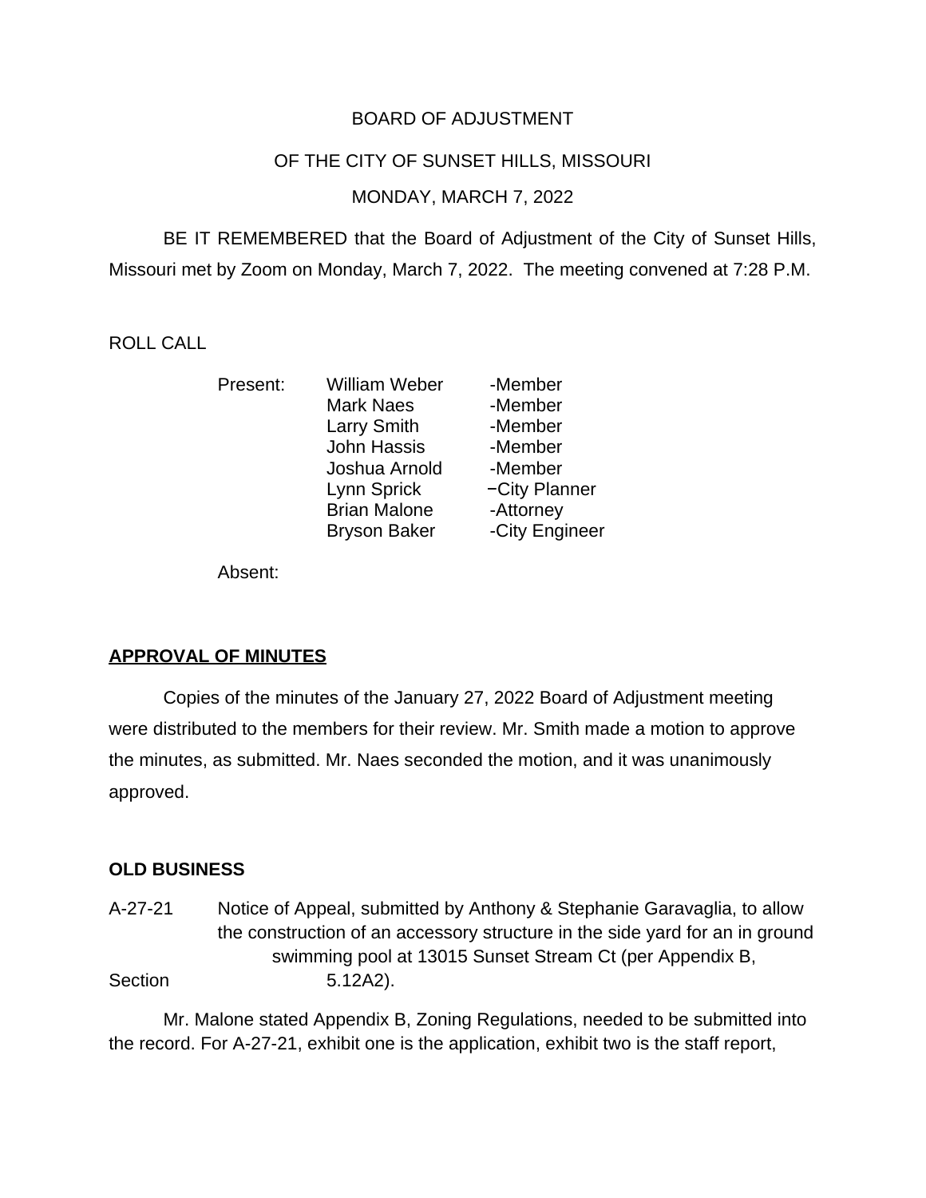BOARD OF ADJUSTMENT

OF THE CITY OF SUNSET HILLS, MISSOURI

MONDAY, MARCH 7, 2022

BE IT REMEMBERED that the Board of Adjustment of the City of Sunset Hills, Missouri met by Zoom on Monday, March 7, 2022. The meeting convened at 7:28 P.M.

ROLL CALL

| Present: | William Weber | -Member |
|---|---|---|
| | Mark Naes | -Member |
| | Larry Smith | -Member |
| | John Hassis | -Member |
| | Joshua Arnold | -Member |
| | Lynn Sprick | −City Planner |
| | Brian Malone | -Attorney |
| | Bryson Baker | -City Engineer |

Absent:

**APPROVAL OF MINUTES**

Copies of the minutes of the January 27, 2022 Board of Adjustment meeting were distributed to the members for their review. Mr. Smith made a motion to approve the minutes, as submitted. Mr. Naes seconded the motion, and it was unanimously approved.

**OLD BUSINESS**

A-27-21 Notice of Appeal, submitted by Anthony & Stephanie Garavaglia, to allow the construction of an accessory structure in the side yard for an in ground swimming pool at 13015 Sunset Stream Ct (per Appendix B, Section 5.12A2).

Mr. Malone stated Appendix B, Zoning Regulations, needed to be submitted into the record. For A-27-21, exhibit one is the application, exhibit two is the staff report,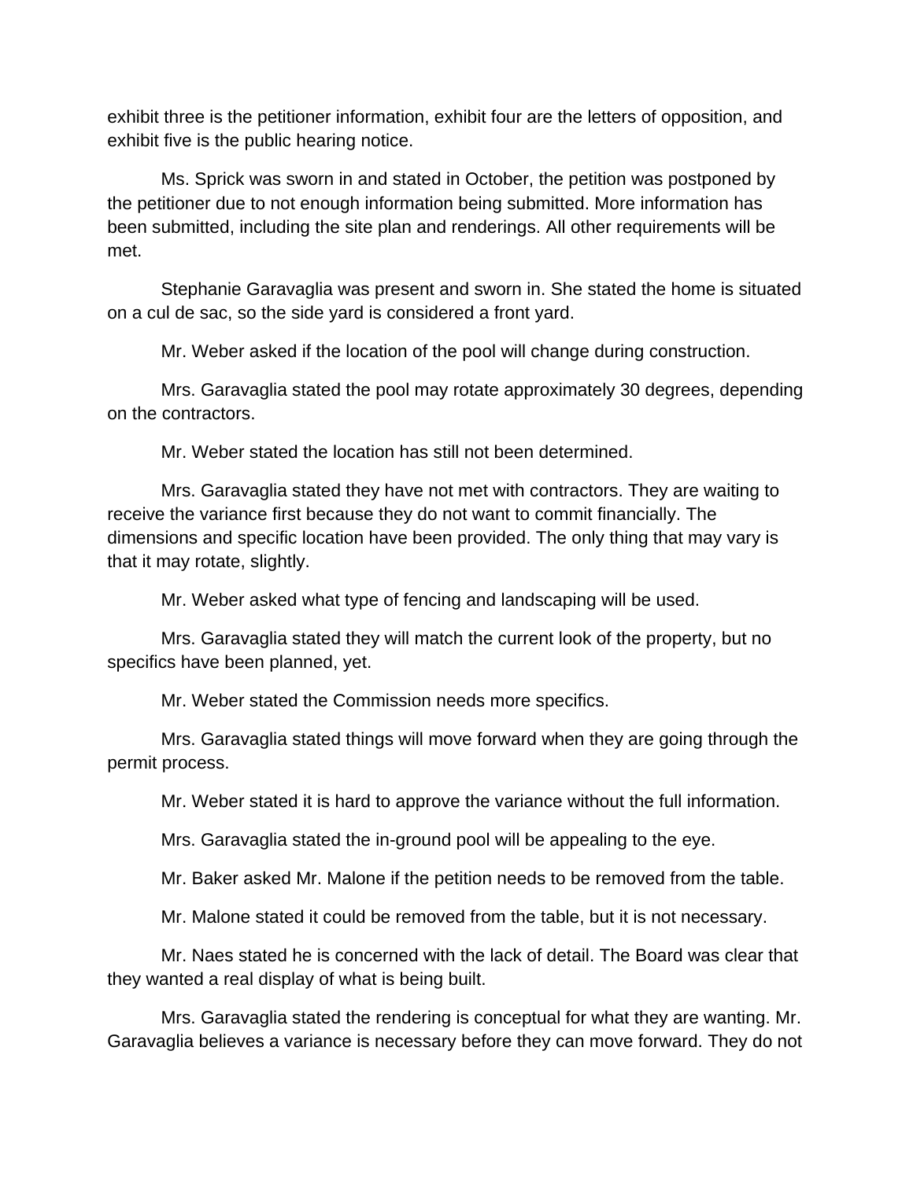exhibit three is the petitioner information, exhibit four are the letters of opposition, and exhibit five is the public hearing notice.

Ms. Sprick was sworn in and stated in October, the petition was postponed by the petitioner due to not enough information being submitted. More information has been submitted, including the site plan and renderings. All other requirements will be met.

Stephanie Garavaglia was present and sworn in. She stated the home is situated on a cul de sac, so the side yard is considered a front yard.

Mr. Weber asked if the location of the pool will change during construction.

Mrs. Garavaglia stated the pool may rotate approximately 30 degrees, depending on the contractors.

Mr. Weber stated the location has still not been determined.

Mrs. Garavaglia stated they have not met with contractors. They are waiting to receive the variance first because they do not want to commit financially. The dimensions and specific location have been provided. The only thing that may vary is that it may rotate, slightly.

Mr. Weber asked what type of fencing and landscaping will be used.

Mrs. Garavaglia stated they will match the current look of the property, but no specifics have been planned, yet.

Mr. Weber stated the Commission needs more specifics.

Mrs. Garavaglia stated things will move forward when they are going through the permit process.

Mr. Weber stated it is hard to approve the variance without the full information.

Mrs. Garavaglia stated the in-ground pool will be appealing to the eye.

Mr. Baker asked Mr. Malone if the petition needs to be removed from the table.

Mr. Malone stated it could be removed from the table, but it is not necessary.

Mr. Naes stated he is concerned with the lack of detail. The Board was clear that they wanted a real display of what is being built.

Mrs. Garavaglia stated the rendering is conceptual for what they are wanting. Mr. Garavaglia believes a variance is necessary before they can move forward. They do not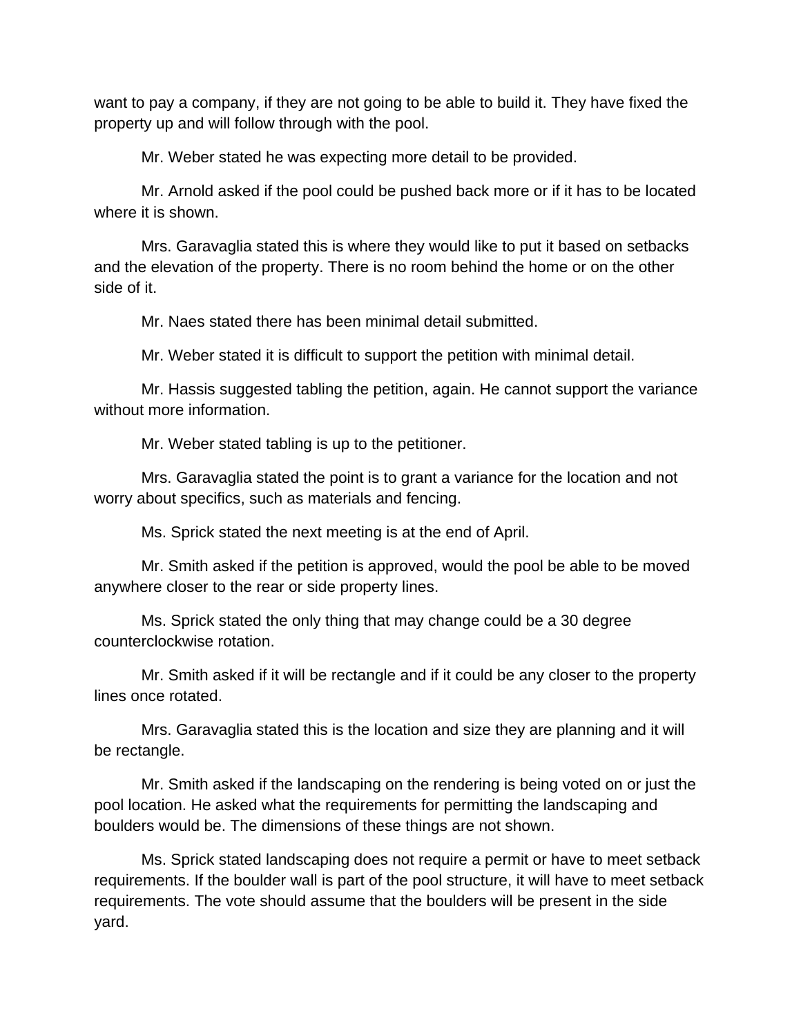want to pay a company, if they are not going to be able to build it. They have fixed the property up and will follow through with the pool.

Mr. Weber stated he was expecting more detail to be provided.

Mr. Arnold asked if the pool could be pushed back more or if it has to be located where it is shown.

Mrs. Garavaglia stated this is where they would like to put it based on setbacks and the elevation of the property. There is no room behind the home or on the other side of it.

Mr. Naes stated there has been minimal detail submitted.

Mr. Weber stated it is difficult to support the petition with minimal detail.

Mr. Hassis suggested tabling the petition, again. He cannot support the variance without more information.

Mr. Weber stated tabling is up to the petitioner.

Mrs. Garavaglia stated the point is to grant a variance for the location and not worry about specifics, such as materials and fencing.

Ms. Sprick stated the next meeting is at the end of April.

Mr. Smith asked if the petition is approved, would the pool be able to be moved anywhere closer to the rear or side property lines.

Ms. Sprick stated the only thing that may change could be a 30 degree counterclockwise rotation.

Mr. Smith asked if it will be rectangle and if it could be any closer to the property lines once rotated.

Mrs. Garavaglia stated this is the location and size they are planning and it will be rectangle.

Mr. Smith asked if the landscaping on the rendering is being voted on or just the pool location. He asked what the requirements for permitting the landscaping and boulders would be. The dimensions of these things are not shown.

Ms. Sprick stated landscaping does not require a permit or have to meet setback requirements. If the boulder wall is part of the pool structure, it will have to meet setback requirements. The vote should assume that the boulders will be present in the side yard.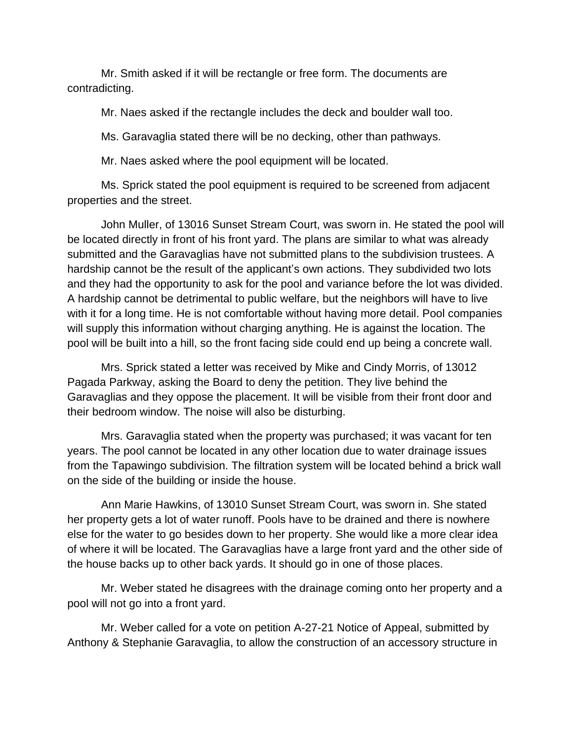Mr. Smith asked if it will be rectangle or free form. The documents are contradicting.

Mr. Naes asked if the rectangle includes the deck and boulder wall too.

Ms. Garavaglia stated there will be no decking, other than pathways.

Mr. Naes asked where the pool equipment will be located.

Ms. Sprick stated the pool equipment is required to be screened from adjacent properties and the street.

John Muller, of 13016 Sunset Stream Court, was sworn in. He stated the pool will be located directly in front of his front yard. The plans are similar to what was already submitted and the Garavaglias have not submitted plans to the subdivision trustees. A hardship cannot be the result of the applicant's own actions. They subdivided two lots and they had the opportunity to ask for the pool and variance before the lot was divided. A hardship cannot be detrimental to public welfare, but the neighbors will have to live with it for a long time. He is not comfortable without having more detail. Pool companies will supply this information without charging anything. He is against the location. The pool will be built into a hill, so the front facing side could end up being a concrete wall.

Mrs. Sprick stated a letter was received by Mike and Cindy Morris, of 13012 Pagada Parkway, asking the Board to deny the petition. They live behind the Garavaglias and they oppose the placement. It will be visible from their front door and their bedroom window. The noise will also be disturbing.

Mrs. Garavaglia stated when the property was purchased; it was vacant for ten years. The pool cannot be located in any other location due to water drainage issues from the Tapawingo subdivision. The filtration system will be located behind a brick wall on the side of the building or inside the house.

Ann Marie Hawkins, of 13010 Sunset Stream Court, was sworn in. She stated her property gets a lot of water runoff. Pools have to be drained and there is nowhere else for the water to go besides down to her property. She would like a more clear idea of where it will be located. The Garavaglias have a large front yard and the other side of the house backs up to other back yards. It should go in one of those places.

Mr. Weber stated he disagrees with the drainage coming onto her property and a pool will not go into a front yard.

Mr. Weber called for a vote on petition A-27-21 Notice of Appeal, submitted by Anthony & Stephanie Garavaglia, to allow the construction of an accessory structure in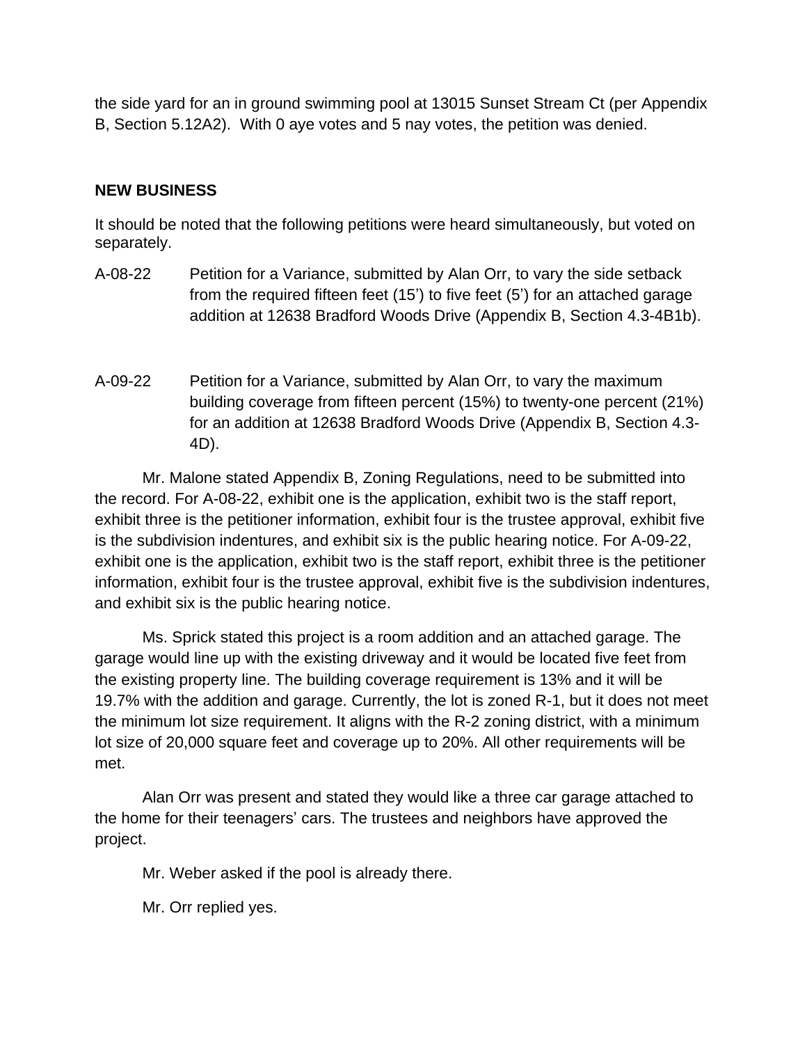the side yard for an in ground swimming pool at 13015 Sunset Stream Ct (per Appendix B, Section 5.12A2). With 0 aye votes and 5 nay votes, the petition was denied.

## NEW BUSINESS

It should be noted that the following petitions were heard simultaneously, but voted on separately.

A-08-22 Petition for a Variance, submitted by Alan Orr, to vary the side setback from the required fifteen feet (15') to five feet (5') for an attached garage addition at 12638 Bradford Woods Drive (Appendix B, Section 4.3-4B1b).

A-09-22 Petition for a Variance, submitted by Alan Orr, to vary the maximum building coverage from fifteen percent (15%) to twenty-one percent (21%) for an addition at 12638 Bradford Woods Drive (Appendix B, Section 4.3-4D).

Mr. Malone stated Appendix B, Zoning Regulations, need to be submitted into the record. For A-08-22, exhibit one is the application, exhibit two is the staff report, exhibit three is the petitioner information, exhibit four is the trustee approval, exhibit five is the subdivision indentures, and exhibit six is the public hearing notice. For A-09-22, exhibit one is the application, exhibit two is the staff report, exhibit three is the petitioner information, exhibit four is the trustee approval, exhibit five is the subdivision indentures, and exhibit six is the public hearing notice.

Ms. Sprick stated this project is a room addition and an attached garage. The garage would line up with the existing driveway and it would be located five feet from the existing property line. The building coverage requirement is 13% and it will be 19.7% with the addition and garage. Currently, the lot is zoned R-1, but it does not meet the minimum lot size requirement. It aligns with the R-2 zoning district, with a minimum lot size of 20,000 square feet and coverage up to 20%. All other requirements will be met.

Alan Orr was present and stated they would like a three car garage attached to the home for their teenagers' cars. The trustees and neighbors have approved the project.

Mr. Weber asked if the pool is already there.

Mr. Orr replied yes.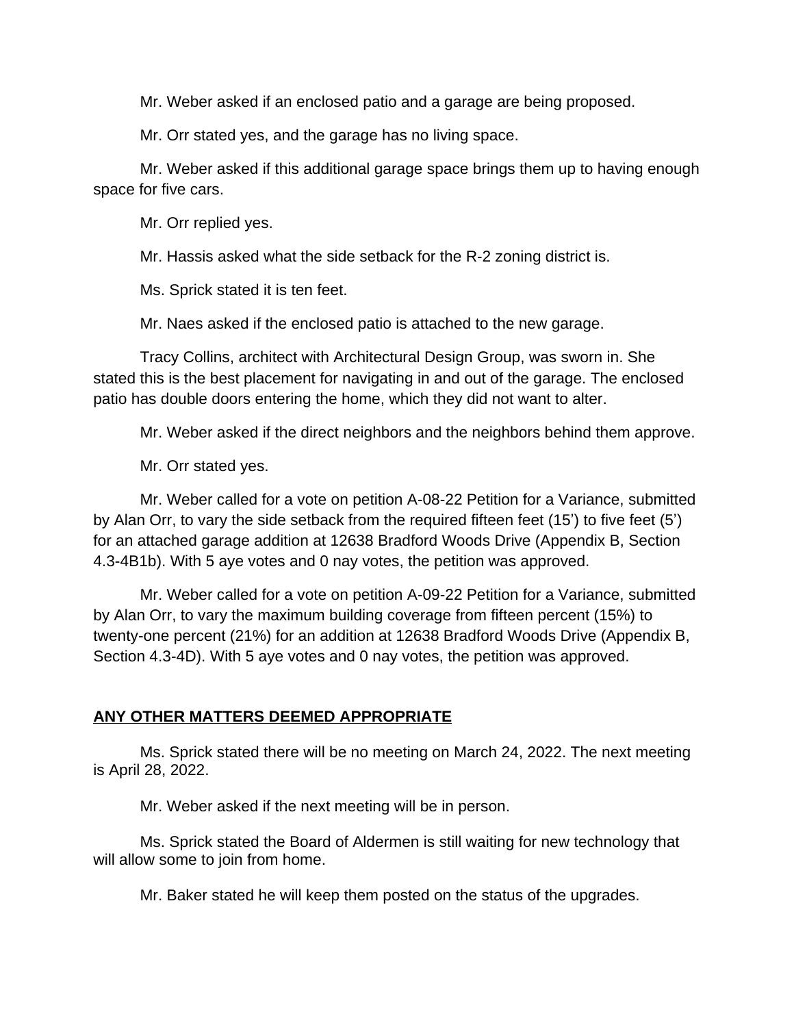Mr. Weber asked if an enclosed patio and a garage are being proposed.

Mr. Orr stated yes, and the garage has no living space.

Mr. Weber asked if this additional garage space brings them up to having enough space for five cars.

Mr. Orr replied yes.

Mr. Hassis asked what the side setback for the R-2 zoning district is.

Ms. Sprick stated it is ten feet.

Mr. Naes asked if the enclosed patio is attached to the new garage.

Tracy Collins, architect with Architectural Design Group, was sworn in. She stated this is the best placement for navigating in and out of the garage. The enclosed patio has double doors entering the home, which they did not want to alter.

Mr. Weber asked if the direct neighbors and the neighbors behind them approve.

Mr. Orr stated yes.

Mr. Weber called for a vote on petition A-08-22 Petition for a Variance, submitted by Alan Orr, to vary the side setback from the required fifteen feet (15') to five feet (5') for an attached garage addition at 12638 Bradford Woods Drive (Appendix B, Section 4.3-4B1b). With 5 aye votes and 0 nay votes, the petition was approved.

Mr. Weber called for a vote on petition A-09-22 Petition for a Variance, submitted by Alan Orr, to vary the maximum building coverage from fifteen percent (15%) to twenty-one percent (21%) for an addition at 12638 Bradford Woods Drive (Appendix B, Section 4.3-4D). With 5 aye votes and 0 nay votes, the petition was approved.

## ANY OTHER MATTERS DEEMED APPROPRIATE

Ms. Sprick stated there will be no meeting on March 24, 2022. The next meeting is April 28, 2022.

Mr. Weber asked if the next meeting will be in person.

Ms. Sprick stated the Board of Aldermen is still waiting for new technology that will allow some to join from home.

Mr. Baker stated he will keep them posted on the status of the upgrades.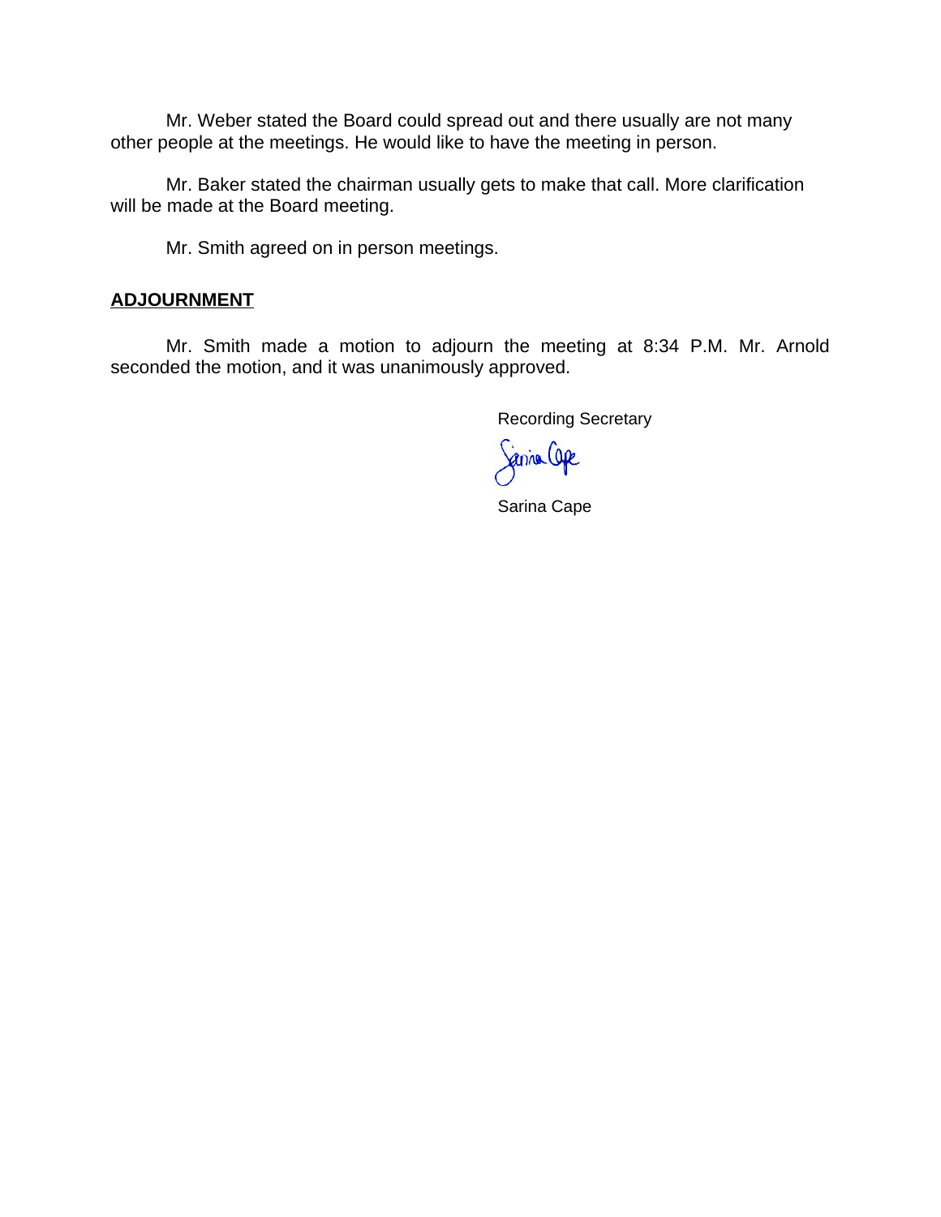Mr. Weber stated the Board could spread out and there usually are not many other people at the meetings. He would like to have the meeting in person.

Mr. Baker stated the chairman usually gets to make that call. More clarification will be made at the Board meeting.

Mr. Smith agreed on in person meetings.

## ADJOURNMENT

Mr. Smith made a motion to adjourn the meeting at 8:34 P.M. Mr. Arnold seconded the motion, and it was unanimously approved.

Recording Secretary

Sarina Cape